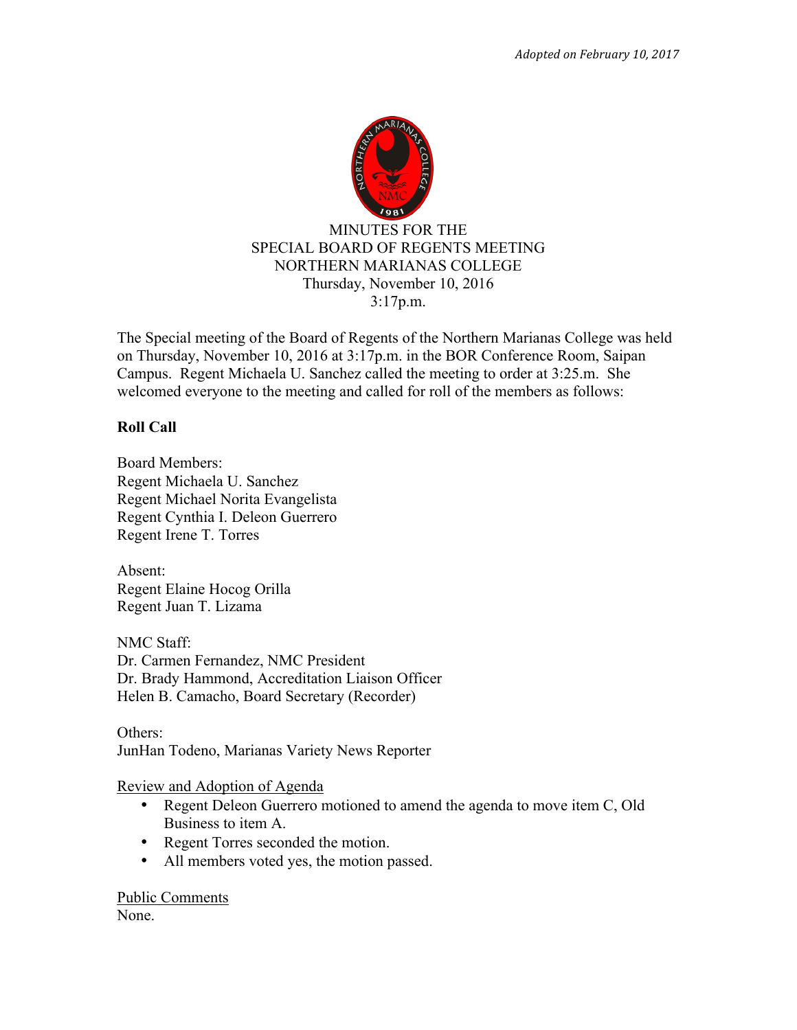*Adopted on February 10, 2017*

MINUTES FOR THE
SPECIAL BOARD OF REGENTS MEETING
NORTHERN MARIANAS COLLEGE
Thursday, November 10, 2016
3:17p.m.

The Special meeting of the Board of Regents of the Northern Marianas College was held on Thursday, November 10, 2016 at 3:17p.m. in the BOR Conference Room, Saipan Campus. Regent Michaela U. Sanchez called the meeting to order at 3:25.m. She welcomed everyone to the meeting and called for roll of the members as follows:

**Roll Call**

Board Members:
Regent Michaela U. Sanchez
Regent Michael Norita Evangelista
Regent Cynthia I. Deleon Guerrero
Regent Irene T. Torres

Absent:
Regent Elaine Hocog Orilla
Regent Juan T. Lizama

NMC Staff:
Dr. Carmen Fernandez, NMC President
Dr. Brady Hammond, Accreditation Liaison Officer
Helen B. Camacho, Board Secretary (Recorder)

Others:
JunHan Todeno, Marianas Variety News Reporter

Review and Adoption of Agenda

- Regent Deleon Guerrero motioned to amend the agenda to move item C, Old Business to item A.
- Regent Torres seconded the motion.
- All members voted yes, the motion passed.

Public Comments
None.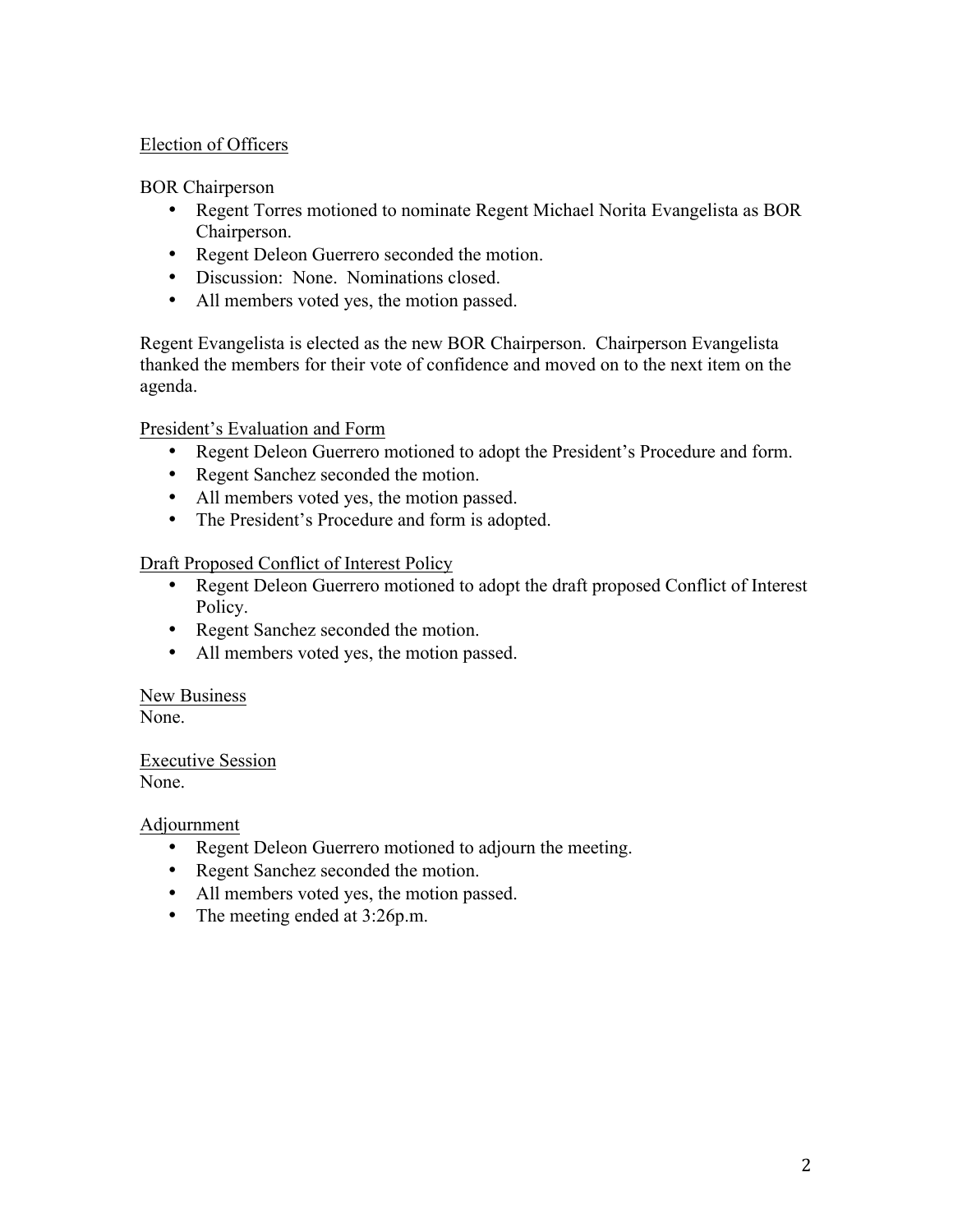Election of Officers

BOR Chairperson

- Regent Torres motioned to nominate Regent Michael Norita Evangelista as BOR Chairperson.
- Regent Deleon Guerrero seconded the motion.
- Discussion: None. Nominations closed.
- All members voted yes, the motion passed.

Regent Evangelista is elected as the new BOR Chairperson. Chairperson Evangelista thanked the members for their vote of confidence and moved on to the next item on the agenda.

President's Evaluation and Form

- Regent Deleon Guerrero motioned to adopt the President's Procedure and form.
- Regent Sanchez seconded the motion.
- All members voted yes, the motion passed.
- The President's Procedure and form is adopted.

Draft Proposed Conflict of Interest Policy

- Regent Deleon Guerrero motioned to adopt the draft proposed Conflict of Interest Policy.
- Regent Sanchez seconded the motion.
- All members voted yes, the motion passed.

New Business
None.

Executive Session
None.

Adjournment

- Regent Deleon Guerrero motioned to adjourn the meeting.
- Regent Sanchez seconded the motion.
- All members voted yes, the motion passed.
- The meeting ended at 3:26p.m.